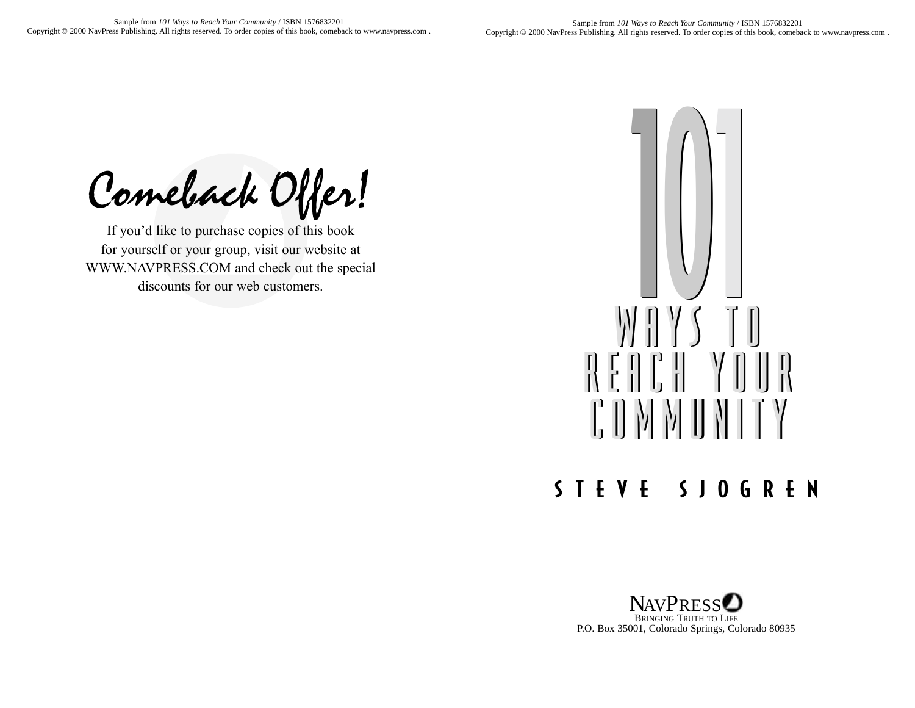# Comeback Offer!

If you'd like to purchase copies of this book for yourself or your group, visit our website at WWW.NAVPRESS.COM and check out the special discounts for our web customers.

# 101 WAYS TO REACH YOUR COMMUNITY

## STEVE SJOGREN

NAVPRESS
BRINGING TRUTH TO LIFE
P.O. Box 35001, Colorado Springs, Colorado 80935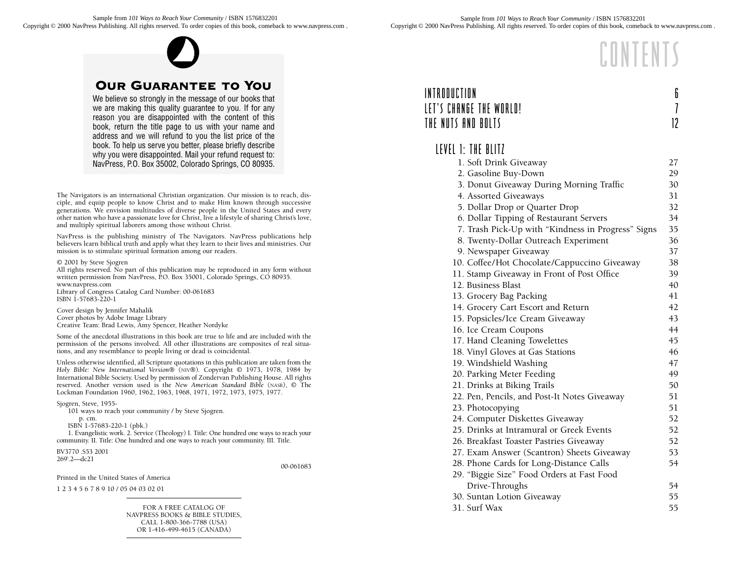## Our Guarantee to You

We believe so strongly in the message of our books that we are making this quality guarantee to you. If for any reason you are disappointed with the content of this book, return the title page to us with your name and address and we will refund to you the list price of the book. To help us serve you better, please briefly describe why you were disappointed. Mail your refund request to: NavPress, P.O. Box 35002, Colorado Springs, CO 80935.

The Navigators is an international Christian organization. Our mission is to reach, disciple, and equip people to know Christ and to make Him known through successive generations. We envision multitudes of diverse people in the United States and every other nation who have a passionate love for Christ, live a lifestyle of sharing Christ's love, and multiply spiritual laborers among those without Christ.

NavPress is the publishing ministry of The Navigators. NavPress publications help believers learn biblical truth and apply what they learn to their lives and ministries. Our mission is to stimulate spiritual formation among our readers.

© 2001 by Steve Sjogren
All rights reserved. No part of this publication may be reproduced in any form without written permission from NavPress, P.O. Box 35001, Colorado Springs, CO 80935.
www.navpress.com
Library of Congress Catalog Card Number: 00-061683
ISBN 1-57683-220-1

Cover design by Jennifer Mahalik
Cover photos by Adobe Image Library
Creative Team: Brad Lewis, Amy Spencer, Heather Nordyke

Some of the anecdotal illustrations in this book are true to life and are included with the permission of the persons involved. All other illustrations are composites of real situations, and any resemblance to people living or dead is coincidental.

Unless otherwise identified, all Scripture quotations in this publication are taken from the *Holy Bible: New International Version®* (NIV®). Copyright © 1973, 1978, 1984 by International Bible Society. Used by permission of Zondervan Publishing House. All rights reserved. Another version used is the *New American Standard Bible* (NASB), © The Lockman Foundation 1960, 1962, 1963, 1968, 1971, 1972, 1973, 1975, 1977.

Sjogren, Steve, 1955-
101 ways to reach your community / by Steve Sjogren.
p. cm.
ISBN 1-57683-220-1 (pbk.)
1. Evangelistic work. 2. Service (Theology) I. Title: One hundred one ways to reach your community. II. Title: One hundred and one ways to reach your community. III. Title.
BV3770 .S53 2001
269'.2—dc21

00-061683

Printed in the United States of America

1 2 3 4 5 6 7 8 9 10 / 05 04 03 02 01

FOR A FREE CATALOG OF
NAVPRESS BOOKS & BIBLE STUDIES,
CALL 1-800-366-7788 (USA)
OR 1-416-499-4615 (CANADA)

# CONTENTS

INTRODUCTION 6
LET'S CHANGE THE WORLD! 7
THE NUTS AND BOLTS 12

## LEVEL 1: THE BLITZ

1. Soft Drink Giveaway 27
2. Gasoline Buy-Down 29
3. Donut Giveaway During Morning Traffic 30
4. Assorted Giveaways 31
5. Dollar Drop or Quarter Drop 32
6. Dollar Tipping of Restaurant Servers 34
7. Trash Pick-Up with "Kindness in Progress" Signs 35
8. Twenty-Dollar Outreach Experiment 36
9. Newspaper Giveaway 37
10. Coffee/Hot Chocolate/Cappuccino Giveaway 38
11. Stamp Giveaway in Front of Post Office 39
12. Business Blast 40
13. Grocery Bag Packing 41
14. Grocery Cart Escort and Return 42
15. Popsicles/Ice Cream Giveaway 43
16. Ice Cream Coupons 44
17. Hand Cleaning Towelettes 45
18. Vinyl Gloves at Gas Stations 46
19. Windshield Washing 47
20. Parking Meter Feeding 49
21. Drinks at Biking Trails 50
22. Pen, Pencils, and Post-It Notes Giveaway 51
23. Photocopying 51
24. Computer Diskettes Giveaway 52
25. Drinks at Intramural or Greek Events 52
26. Breakfast Toaster Pastries Giveaway 52
27. Exam Answer (Scantron) Sheets Giveaway 53
28. Phone Cards for Long-Distance Calls 54
29. "Biggie Size" Food Orders at Fast Food Drive-Throughs 54
30. Suntan Lotion Giveaway 55
31. Surf Wax 55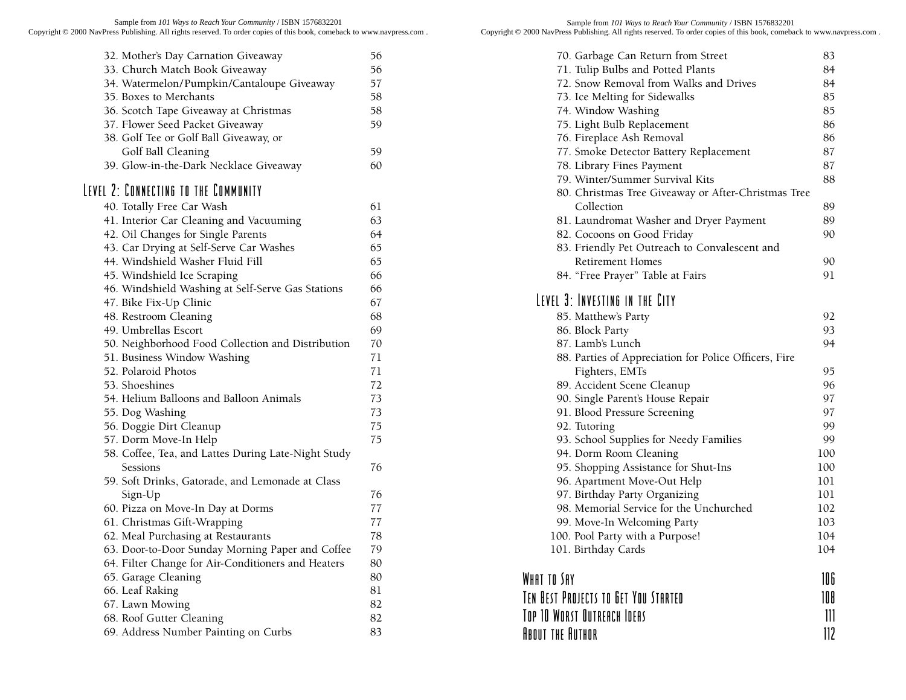32. Mother's Day Carnation Giveaway 56
33. Church Match Book Giveaway 56
34. Watermelon/Pumpkin/Cantaloupe Giveaway 57
35. Boxes to Merchants 58
36. Scotch Tape Giveaway at Christmas 58
37. Flower Seed Packet Giveaway 59
38. Golf Tee or Golf Ball Giveaway, or Golf Ball Cleaning 59
39. Glow-in-the-Dark Necklace Giveaway 60

## Level 2: Connecting to the Community

40. Totally Free Car Wash 61
41. Interior Car Cleaning and Vacuuming 63
42. Oil Changes for Single Parents 64
43. Car Drying at Self-Serve Car Washes 65
44. Windshield Washer Fluid Fill 65
45. Windshield Ice Scraping 66
46. Windshield Washing at Self-Serve Gas Stations 66
47. Bike Fix-Up Clinic 67
48. Restroom Cleaning 68
49. Umbrellas Escort 69
50. Neighborhood Food Collection and Distribution 70
51. Business Window Washing 71
52. Polaroid Photos 71
53. Shoeshines 72
54. Helium Balloons and Balloon Animals 73
55. Dog Washing 73
56. Doggie Dirt Cleanup 75
57. Dorm Move-In Help 75
58. Coffee, Tea, and Lattes During Late-Night Study Sessions 76
59. Soft Drinks, Gatorade, and Lemonade at Class Sign-Up 76
60. Pizza on Move-In Day at Dorms 77
61. Christmas Gift-Wrapping 77
62. Meal Purchasing at Restaurants 78
63. Door-to-Door Sunday Morning Paper and Coffee 79
64. Filter Change for Air-Conditioners and Heaters 80
65. Garage Cleaning 80
66. Leaf Raking 81
67. Lawn Mowing 82
68. Roof Gutter Cleaning 82
69. Address Number Painting on Curbs 83
70. Garbage Can Return from Street 83
71. Tulip Bulbs and Potted Plants 84
72. Snow Removal from Walks and Drives 84
73. Ice Melting for Sidewalks 85
74. Window Washing 85
75. Light Bulb Replacement 86
76. Fireplace Ash Removal 86
77. Smoke Detector Battery Replacement 87
78. Library Fines Payment 87
79. Winter/Summer Survival Kits 88
80. Christmas Tree Giveaway or After-Christmas Tree Collection 89
81. Laundromat Washer and Dryer Payment 89
82. Cocoons on Good Friday 90
83. Friendly Pet Outreach to Convalescent and Retirement Homes 90
84. "Free Prayer" Table at Fairs 91

## Level 3: Investing in the City

85. Matthew's Party 92
86. Block Party 93
87. Lamb's Lunch 94
88. Parties of Appreciation for Police Officers, Fire Fighters, EMTs 95
89. Accident Scene Cleanup 96
90. Single Parent's House Repair 97
91. Blood Pressure Screening 97
92. Tutoring 99
93. School Supplies for Needy Families 99
94. Dorm Room Cleaning 100
95. Shopping Assistance for Shut-Ins 100
96. Apartment Move-Out Help 101
97. Birthday Party Organizing 101
98. Memorial Service for the Unchurched 102
99. Move-In Welcoming Party 103
100. Pool Party with a Purpose! 104
101. Birthday Cards 104

## What to Say 106

## Ten Best Projects to Get You Started 108

## Top 10 Worst Outreach Ideas 111

## About the Author 112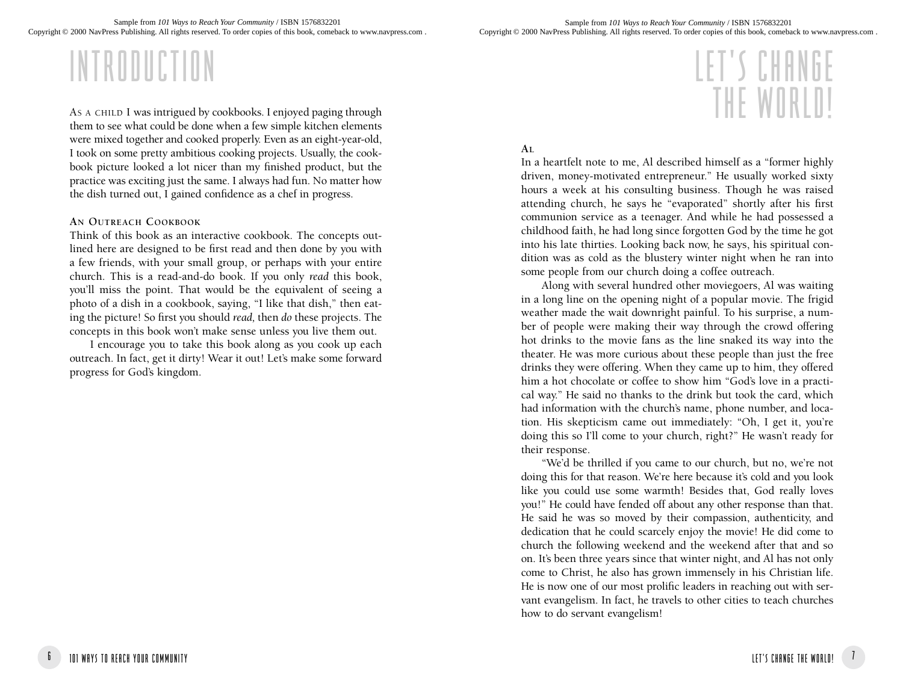# INTRODUCTION

AS A CHILD I was intrigued by cookbooks. I enjoyed paging through them to see what could be done when a few simple kitchen elements were mixed together and cooked properly. Even as an eight-year-old, I took on some pretty ambitious cooking projects. Usually, the cookbook picture looked a lot nicer than my finished product, but the practice was exciting just the same. I always had fun. No matter how the dish turned out, I gained confidence as a chef in progress.

**AN OUTREACH COOKBOOK**

Think of this book as an interactive cookbook. The concepts outlined here are designed to be first read and then done by you with a few friends, with your small group, or perhaps with your entire church. This is a read-and-do book. If you only *read* this book, you'll miss the point. That would be the equivalent of seeing a photo of a dish in a cookbook, saying, "I like that dish," then eating the picture! So first you should *read,* then *do* these projects. The concepts in this book won't make sense unless you live them out.

I encourage you to take this book along as you cook up each outreach. In fact, get it dirty! Wear it out! Let's make some forward progress for God's kingdom.

# LET'S CHANGE THE WORLD!

**AL**

In a heartfelt note to me, Al described himself as a "former highly driven, money-motivated entrepreneur." He usually worked sixty hours a week at his consulting business. Though he was raised attending church, he says he "evaporated" shortly after his first communion service as a teenager. And while he had possessed a childhood faith, he had long since forgotten God by the time he got into his late thirties. Looking back now, he says, his spiritual condition was as cold as the blustery winter night when he ran into some people from our church doing a coffee outreach.

Along with several hundred other moviegoers, Al was waiting in a long line on the opening night of a popular movie. The frigid weather made the wait downright painful. To his surprise, a number of people were making their way through the crowd offering hot drinks to the movie fans as the line snaked its way into the theater. He was more curious about these people than just the free drinks they were offering. When they came up to him, they offered him a hot chocolate or coffee to show him "God's love in a practical way." He said no thanks to the drink but took the card, which had information with the church's name, phone number, and location. His skepticism came out immediately: "Oh, I get it, you're doing this so I'll come to your church, right?" He wasn't ready for their response.

"We'd be thrilled if you came to our church, but no, we're not doing this for that reason. We're here because it's cold and you look like you could use some warmth! Besides that, God really loves you!" He could have fended off about any other response than that. He said he was so moved by their compassion, authenticity, and dedication that he could scarcely enjoy the movie! He did come to church the following weekend and the weekend after that and so on. It's been three years since that winter night, and Al has not only come to Christ, he also has grown immensely in his Christian life. He is now one of our most prolific leaders in reaching out with servant evangelism. In fact, he travels to other cities to teach churches how to do servant evangelism!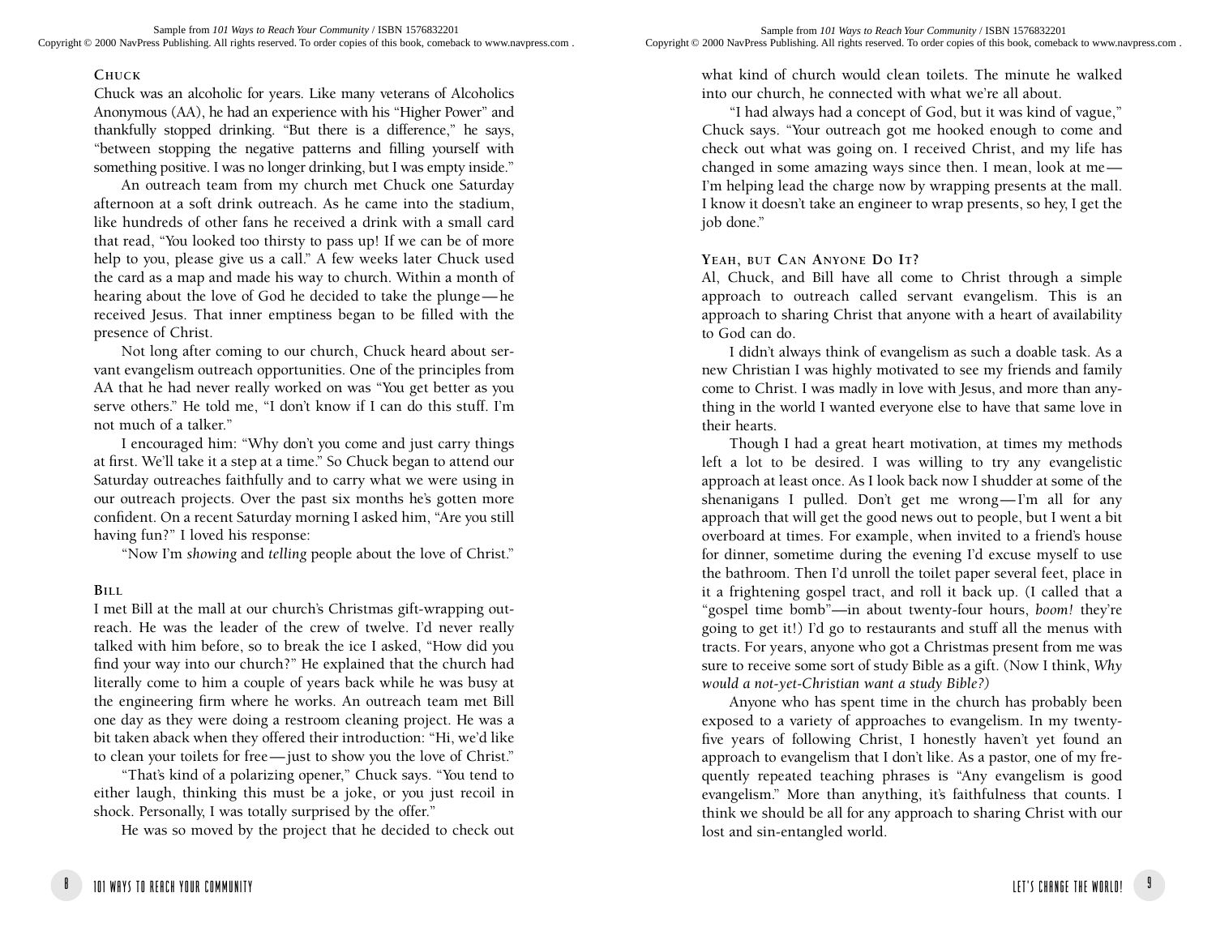### CHUCK

Chuck was an alcoholic for years. Like many veterans of Alcoholics Anonymous (AA), he had an experience with his "Higher Power" and thankfully stopped drinking. "But there is a difference," he says, "between stopping the negative patterns and filling yourself with something positive. I was no longer drinking, but I was empty inside."

An outreach team from my church met Chuck one Saturday afternoon at a soft drink outreach. As he came into the stadium, like hundreds of other fans he received a drink with a small card that read, "You looked too thirsty to pass up! If we can be of more help to you, please give us a call." A few weeks later Chuck used the card as a map and made his way to church. Within a month of hearing about the love of God he decided to take the plunge—he received Jesus. That inner emptiness began to be filled with the presence of Christ.

Not long after coming to our church, Chuck heard about servant evangelism outreach opportunities. One of the principles from AA that he had never really worked on was "You get better as you serve others." He told me, "I don't know if I can do this stuff. I'm not much of a talker."

I encouraged him: "Why don't you come and just carry things at first. We'll take it a step at a time." So Chuck began to attend our Saturday outreaches faithfully and to carry what we were using in our outreach projects. Over the past six months he's gotten more confident. On a recent Saturday morning I asked him, "Are you still having fun?" I loved his response:

"Now I'm *showing* and *telling* people about the love of Christ."

### BILL

I met Bill at the mall at our church's Christmas gift-wrapping outreach. He was the leader of the crew of twelve. I'd never really talked with him before, so to break the ice I asked, "How did you find your way into our church?" He explained that the church had literally come to him a couple of years back while he was busy at the engineering firm where he works. An outreach team met Bill one day as they were doing a restroom cleaning project. He was a bit taken aback when they offered their introduction: "Hi, we'd like to clean your toilets for free—just to show you the love of Christ."

"That's kind of a polarizing opener," Chuck says. "You tend to either laugh, thinking this must be a joke, or you just recoil in shock. Personally, I was totally surprised by the offer."

He was so moved by the project that he decided to check out what kind of church would clean toilets. The minute he walked into our church, he connected with what we're all about.

"I had always had a concept of God, but it was kind of vague," Chuck says. "Your outreach got me hooked enough to come and check out what was going on. I received Christ, and my life has changed in some amazing ways since then. I mean, look at me—I'm helping lead the charge now by wrapping presents at the mall. I know it doesn't take an engineer to wrap presents, so hey, I get the job done."

### YEAH, BUT CAN ANYONE DO IT?

Al, Chuck, and Bill have all come to Christ through a simple approach to outreach called servant evangelism. This is an approach to sharing Christ that anyone with a heart of availability to God can do.

I didn't always think of evangelism as such a doable task. As a new Christian I was highly motivated to see my friends and family come to Christ. I was madly in love with Jesus, and more than anything in the world I wanted everyone else to have that same love in their hearts.

Though I had a great heart motivation, at times my methods left a lot to be desired. I was willing to try any evangelistic approach at least once. As I look back now I shudder at some of the shenanigans I pulled. Don't get me wrong—I'm all for any approach that will get the good news out to people, but I went a bit overboard at times. For example, when invited to a friend's house for dinner, sometime during the evening I'd excuse myself to use the bathroom. Then I'd unroll the toilet paper several feet, place in it a frightening gospel tract, and roll it back up. (I called that a "gospel time bomb"—in about twenty-four hours, *boom!* they're going to get it!) I'd go to restaurants and stuff all the menus with tracts. For years, anyone who got a Christmas present from me was sure to receive some sort of study Bible as a gift. (Now I think, *Why would a not-yet-Christian want a study Bible?)*

Anyone who has spent time in the church has probably been exposed to a variety of approaches to evangelism. In my twenty-five years of following Christ, I honestly haven't yet found an approach to evangelism that I don't like. As a pastor, one of my frequently repeated teaching phrases is "Any evangelism is good evangelism." More than anything, it's faithfulness that counts. I think we should be all for any approach to sharing Christ with our lost and sin-entangled world.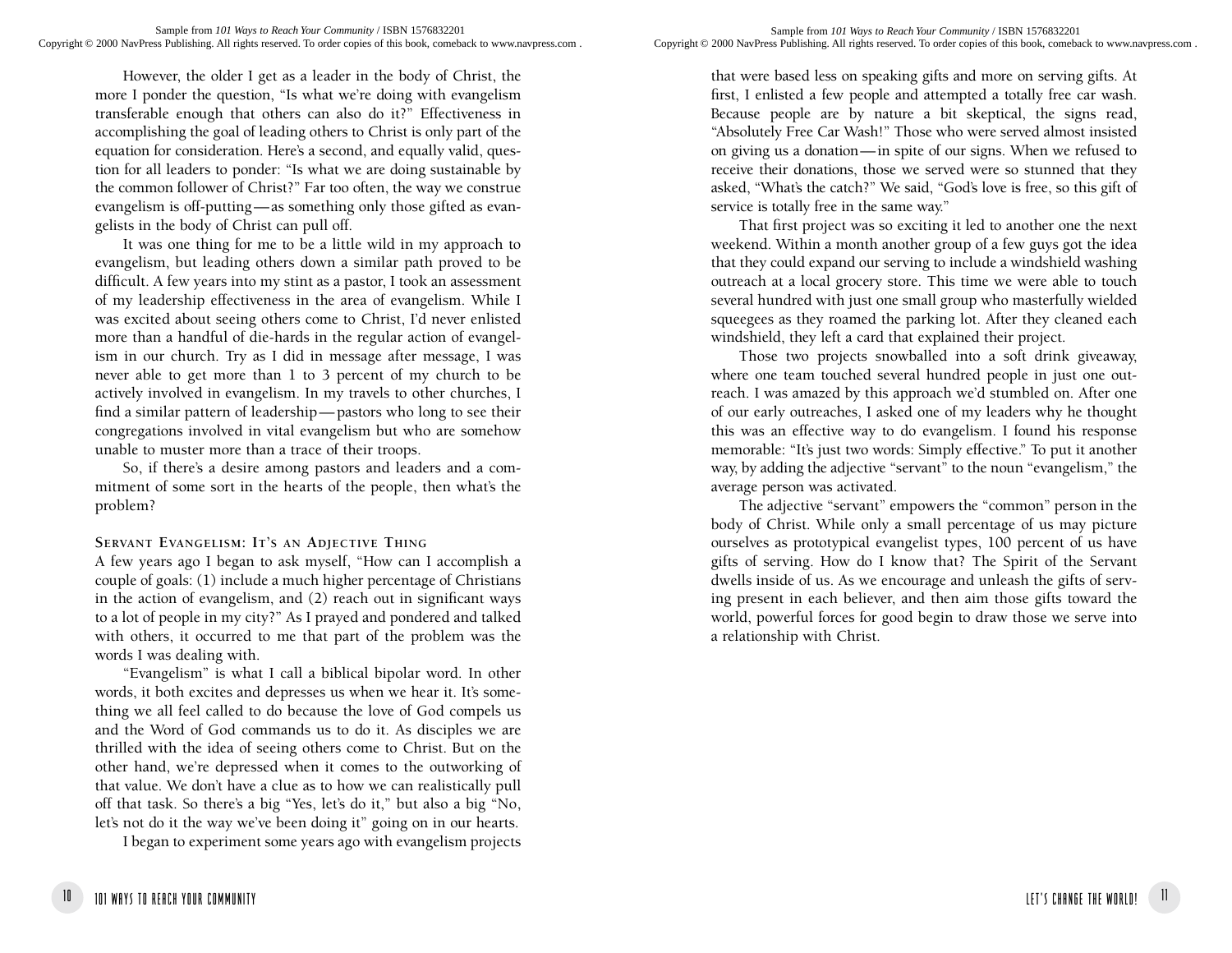However, the older I get as a leader in the body of Christ, the more I ponder the question, "Is what we're doing with evangelism transferable enough that others can also do it?" Effectiveness in accomplishing the goal of leading others to Christ is only part of the equation for consideration. Here's a second, and equally valid, question for all leaders to ponder: "Is what we are doing sustainable by the common follower of Christ?" Far too often, the way we construe evangelism is off-putting—as something only those gifted as evangelists in the body of Christ can pull off.

It was one thing for me to be a little wild in my approach to evangelism, but leading others down a similar path proved to be difficult. A few years into my stint as a pastor, I took an assessment of my leadership effectiveness in the area of evangelism. While I was excited about seeing others come to Christ, I'd never enlisted more than a handful of die-hards in the regular action of evangelism in our church. Try as I did in message after message, I was never able to get more than 1 to 3 percent of my church to be actively involved in evangelism. In my travels to other churches, I find a similar pattern of leadership—pastors who long to see their congregations involved in vital evangelism but who are somehow unable to muster more than a trace of their troops.

So, if there's a desire among pastors and leaders and a commitment of some sort in the hearts of the people, then what's the problem?

## Servant Evangelism: It's an Adjective Thing

A few years ago I began to ask myself, "How can I accomplish a couple of goals: (1) include a much higher percentage of Christians in the action of evangelism, and (2) reach out in significant ways to a lot of people in my city?" As I prayed and pondered and talked with others, it occurred to me that part of the problem was the words I was dealing with.

"Evangelism" is what I call a biblical bipolar word. In other words, it both excites and depresses us when we hear it. It's something we all feel called to do because the love of God compels us and the Word of God commands us to do it. As disciples we are thrilled with the idea of seeing others come to Christ. But on the other hand, we're depressed when it comes to the outworking of that value. We don't have a clue as to how we can realistically pull off that task. So there's a big "Yes, let's do it," but also a big "No, let's not do it the way we've been doing it" going on in our hearts.

I began to experiment some years ago with evangelism projects that were based less on speaking gifts and more on serving gifts. At first, I enlisted a few people and attempted a totally free car wash. Because people are by nature a bit skeptical, the signs read, "Absolutely Free Car Wash!" Those who were served almost insisted on giving us a donation—in spite of our signs. When we refused to receive their donations, those we served were so stunned that they asked, "What's the catch?" We said, "God's love is free, so this gift of service is totally free in the same way."

That first project was so exciting it led to another one the next weekend. Within a month another group of a few guys got the idea that they could expand our serving to include a windshield washing outreach at a local grocery store. This time we were able to touch several hundred with just one small group who masterfully wielded squeegees as they roamed the parking lot. After they cleaned each windshield, they left a card that explained their project.

Those two projects snowballed into a soft drink giveaway, where one team touched several hundred people in just one outreach. I was amazed by this approach we'd stumbled on. After one of our early outreaches, I asked one of my leaders why he thought this was an effective way to do evangelism. I found his response memorable: "It's just two words: Simply effective." To put it another way, by adding the adjective "servant" to the noun "evangelism," the average person was activated.

The adjective "servant" empowers the "common" person in the body of Christ. While only a small percentage of us may picture ourselves as prototypical evangelist types, 100 percent of us have gifts of serving. How do I know that? The Spirit of the Servant dwells inside of us. As we encourage and unleash the gifts of serving present in each believer, and then aim those gifts toward the world, powerful forces for good begin to draw those we serve into a relationship with Christ.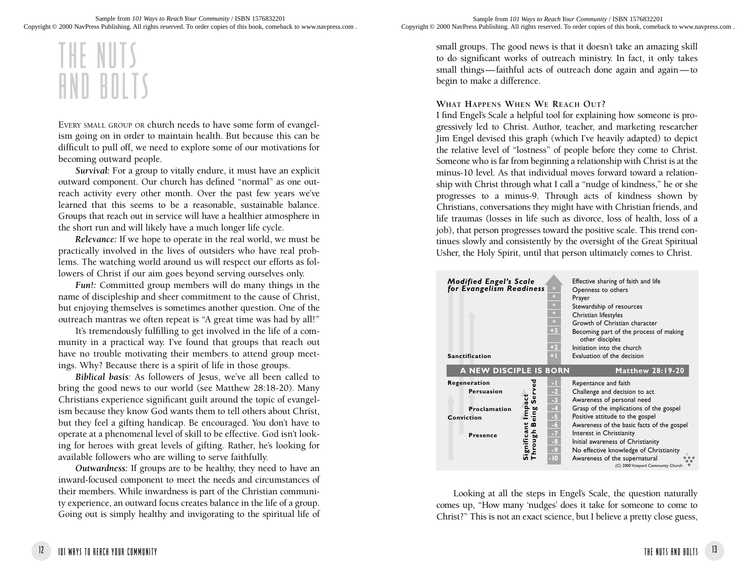# THE NUTS AND BOLTS

EVERY SMALL GROUP OR church needs to have some form of evangelism going on in order to maintain health. But because this can be difficult to pull off, we need to explore some of our motivations for becoming outward people.

***Survival:*** For a group to vitally endure, it must have an explicit outward component. Our church has defined "normal" as one outreach activity every other month. Over the past few years we've learned that this seems to be a reasonable, sustainable balance. Groups that reach out in service will have a healthier atmosphere in the short run and will likely have a much longer life cycle.

***Relevance:*** If we hope to operate in the real world, we must be practically involved in the lives of outsiders who have real problems. The watching world around us will respect our efforts as followers of Christ if our aim goes beyond serving ourselves only.

***Fun!:*** Committed group members will do many things in the name of discipleship and sheer commitment to the cause of Christ, but enjoying themselves is sometimes another question. One of the outreach mantras we often repeat is "A great time was had by all!"

It's tremendously fulfilling to get involved in the life of a community in a practical way. I've found that groups that reach out have no trouble motivating their members to attend group meetings. Why? Because there is a spirit of life in those groups.

***Biblical basis:*** As followers of Jesus, we've all been called to bring the good news to our world (see Matthew 28:18-20). Many Christians experience significant guilt around the topic of evangelism because they know God wants them to tell others about Christ, but they feel a gifting handicap. Be encouraged. You don't have to operate at a phenomenal level of skill to be effective. God isn't looking for heroes with great levels of gifting. Rather, he's looking for available followers who are willing to serve faithfully.

***Outwardness:*** If groups are to be healthy, they need to have an inward-focused component to meet the needs and circumstances of their members. While inwardness is part of the Christian community experience, an outward focus creates balance in the life of a group. Going out is simply healthy and invigorating to the spiritual life of small groups. The good news is that it doesn't take an amazing skill to do significant works of outreach ministry. In fact, it only takes small things—faithful acts of outreach done again and again—to begin to make a difference.

### WHAT HAPPENS WHEN WE REACH OUT?

I find Engel's Scale a helpful tool for explaining how someone is progressively led to Christ. Author, teacher, and marketing researcher Jim Engel devised this graph (which I've heavily adapted) to depict the relative level of "lostness" of people before they come to Christ. Someone who is far from beginning a relationship with Christ is at the minus-10 level. As that individual moves forward toward a relationship with Christ through what I call a "nudge of kindness," he or she progresses to a minus-9. Through acts of kindness shown by Christians, conversations they might have with Christian friends, and life traumas (losses in life such as divorce, loss of health, loss of a job), that person progresses toward the positive scale. This trend continues slowly and consistently by the oversight of the Great Spiritual Usher, the Holy Spirit, until that person ultimately comes to Christ.

**Modified Engel's Scale for Evangelism Readiness**

| Stage | Level | Description |
|---|---|---|
| | * | Effective sharing of faith and life |
| | * | Openness to others |
| | * | Prayer |
| | * | Stewardship of resources |
| | * | Christian lifestyles |
| | * | Growth of Christian character |
| | +3 | Becoming part of the process of making other disciples |
| | +2 | Initiation into the church |
| Sanctification | +1 | Evaluation of the decision |
| **A NEW DISCIPLE IS BORN** | | **Matthew 28:19-20** |
| Regeneration | -1 | Repentance and faith |
| Persuasion | -2 | Challenge and decision to act |
| | -3 | Awareness of personal need |
| Proclamation | -4 | Grasp of the implications of the gospel |
| Conviction | -5 | Positive attitude to the gospel |
| | -6 | Awareness of the basic facts of the gospel |
| Presence | -7 | Interest in Christianity |
| | -8 | Initial awareness of Christianity |
| | -9 | No effective knowledge of Christianity |
| | -10 | Awareness of the supernatural |

Significant Impact Through Being Served

(C) 2000 Vineyard Community Church

Looking at all the steps in Engel's Scale, the question naturally comes up, "How many 'nudges' does it take for someone to come to Christ?" This is not an exact science, but I believe a pretty close guess,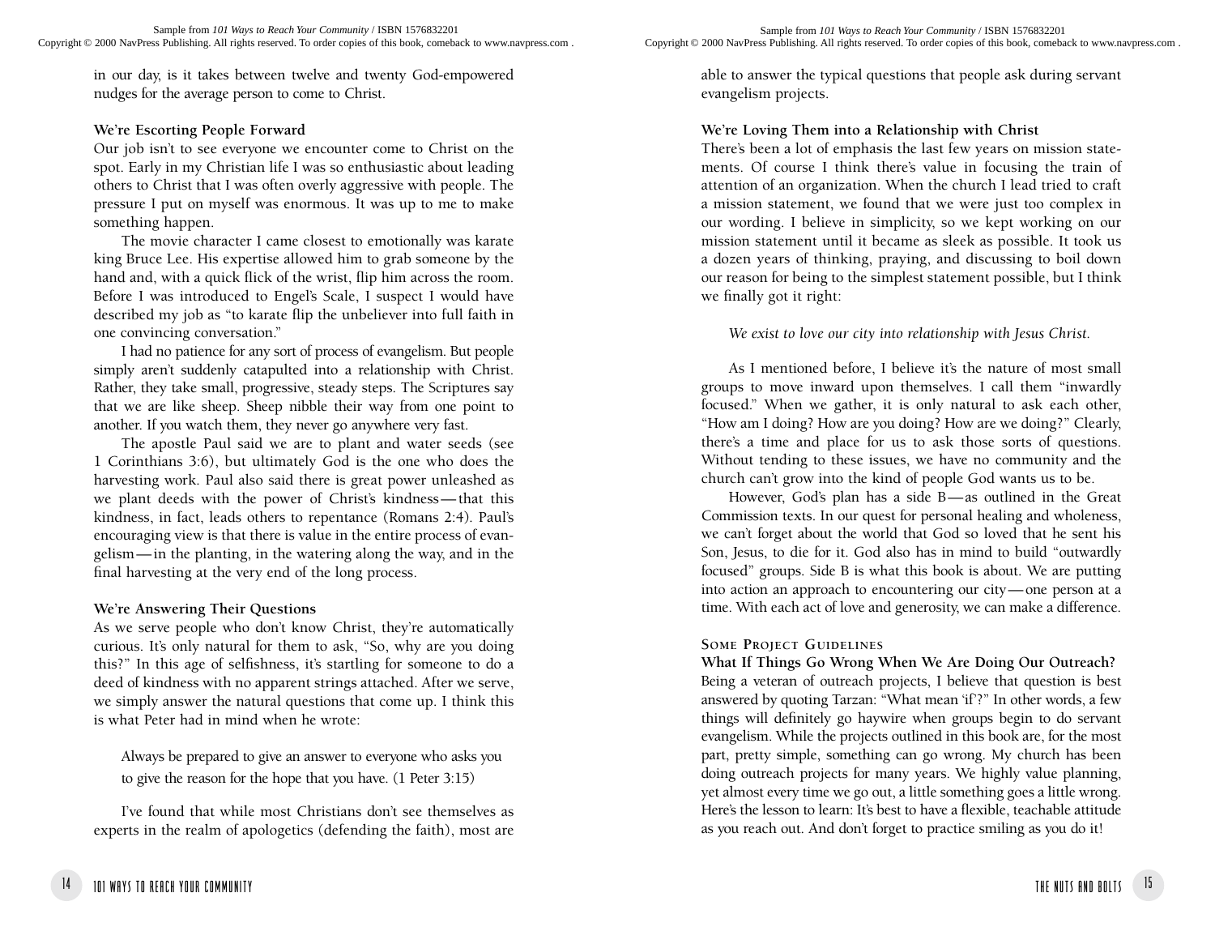in our day, is it takes between twelve and twenty God-empowered nudges for the average person to come to Christ.

### We're Escorting People Forward

Our job isn't to see everyone we encounter come to Christ on the spot. Early in my Christian life I was so enthusiastic about leading others to Christ that I was often overly aggressive with people. The pressure I put on myself was enormous. It was up to me to make something happen.

The movie character I came closest to emotionally was karate king Bruce Lee. His expertise allowed him to grab someone by the hand and, with a quick flick of the wrist, flip him across the room. Before I was introduced to Engel's Scale, I suspect I would have described my job as "to karate flip the unbeliever into full faith in one convincing conversation."

I had no patience for any sort of process of evangelism. But people simply aren't suddenly catapulted into a relationship with Christ. Rather, they take small, progressive, steady steps. The Scriptures say that we are like sheep. Sheep nibble their way from one point to another. If you watch them, they never go anywhere very fast.

The apostle Paul said we are to plant and water seeds (see 1 Corinthians 3:6), but ultimately God is the one who does the harvesting work. Paul also said there is great power unleashed as we plant deeds with the power of Christ's kindness—that this kindness, in fact, leads others to repentance (Romans 2:4). Paul's encouraging view is that there is value in the entire process of evangelism—in the planting, in the watering along the way, and in the final harvesting at the very end of the long process.

### We're Answering Their Questions

As we serve people who don't know Christ, they're automatically curious. It's only natural for them to ask, "So, why are you doing this?" In this age of selfishness, it's startling for someone to do a deed of kindness with no apparent strings attached. After we serve, we simply answer the natural questions that come up. I think this is what Peter had in mind when he wrote:

> Always be prepared to give an answer to everyone who asks you to give the reason for the hope that you have. (1 Peter 3:15)

I've found that while most Christians don't see themselves as experts in the realm of apologetics (defending the faith), most are able to answer the typical questions that people ask during servant evangelism projects.

### We're Loving Them into a Relationship with Christ

There's been a lot of emphasis the last few years on mission statements. Of course I think there's value in focusing the train of attention of an organization. When the church I lead tried to craft a mission statement, we found that we were just too complex in our wording. I believe in simplicity, so we kept working on our mission statement until it became as sleek as possible. It took us a dozen years of thinking, praying, and discussing to boil down our reason for being to the simplest statement possible, but I think we finally got it right:

> *We exist to love our city into relationship with Jesus Christ.*

As I mentioned before, I believe it's the nature of most small groups to move inward upon themselves. I call them "inwardly focused." When we gather, it is only natural to ask each other, "How am I doing? How are you doing? How are we doing?" Clearly, there's a time and place for us to ask those sorts of questions. Without tending to these issues, we have no community and the church can't grow into the kind of people God wants us to be.

However, God's plan has a side B—as outlined in the Great Commission texts. In our quest for personal healing and wholeness, we can't forget about the world that God so loved that he sent his Son, Jesus, to die for it. God also has in mind to build "outwardly focused" groups. Side B is what this book is about. We are putting into action an approach to encountering our city—one person at a time. With each act of love and generosity, we can make a difference.

## Some Project Guidelines

### What If Things Go Wrong When We Are Doing Our Outreach?

Being a veteran of outreach projects, I believe that question is best answered by quoting Tarzan: "What mean 'if'?" In other words, a few things will definitely go haywire when groups begin to do servant evangelism. While the projects outlined in this book are, for the most part, pretty simple, something can go wrong. My church has been doing outreach projects for many years. We highly value planning, yet almost every time we go out, a little something goes a little wrong. Here's the lesson to learn: It's best to have a flexible, teachable attitude as you reach out. And don't forget to practice smiling as you do it!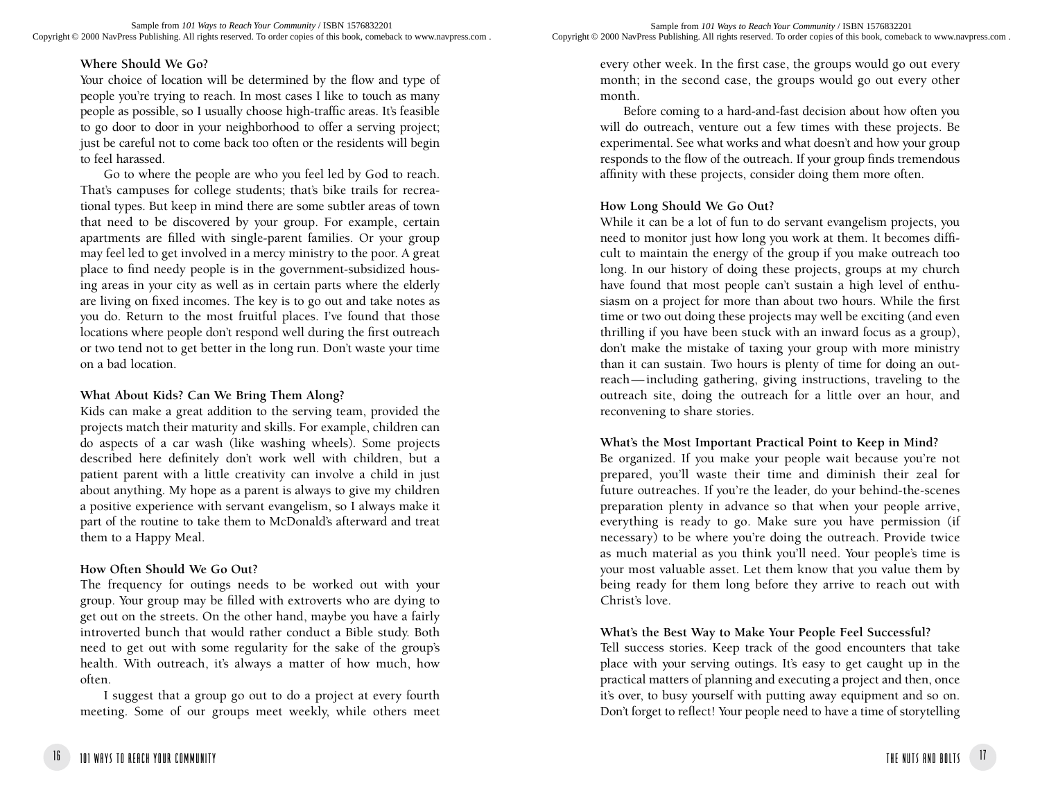**Where Should We Go?**

Your choice of location will be determined by the flow and type of people you're trying to reach. In most cases I like to touch as many people as possible, so I usually choose high-traffic areas. It's feasible to go door to door in your neighborhood to offer a serving project; just be careful not to come back too often or the residents will begin to feel harassed.

Go to where the people are who you feel led by God to reach. That's campuses for college students; that's bike trails for recreational types. But keep in mind there are some subtler areas of town that need to be discovered by your group. For example, certain apartments are filled with single-parent families. Or your group may feel led to get involved in a mercy ministry to the poor. A great place to find needy people is in the government-subsidized housing areas in your city as well as in certain parts where the elderly are living on fixed incomes. The key is to go out and take notes as you do. Return to the most fruitful places. I've found that those locations where people don't respond well during the first outreach or two tend not to get better in the long run. Don't waste your time on a bad location.

**What About Kids? Can We Bring Them Along?**

Kids can make a great addition to the serving team, provided the projects match their maturity and skills. For example, children can do aspects of a car wash (like washing wheels). Some projects described here definitely don't work well with children, but a patient parent with a little creativity can involve a child in just about anything. My hope as a parent is always to give my children a positive experience with servant evangelism, so I always make it part of the routine to take them to McDonald's afterward and treat them to a Happy Meal.

**How Often Should We Go Out?**

The frequency for outings needs to be worked out with your group. Your group may be filled with extroverts who are dying to get out on the streets. On the other hand, maybe you have a fairly introverted bunch that would rather conduct a Bible study. Both need to get out with some regularity for the sake of the group's health. With outreach, it's always a matter of how much, how often.

I suggest that a group go out to do a project at every fourth meeting. Some of our groups meet weekly, while others meet every other week. In the first case, the groups would go out every month; in the second case, the groups would go out every other month.

Before coming to a hard-and-fast decision about how often you will do outreach, venture out a few times with these projects. Be experimental. See what works and what doesn't and how your group responds to the flow of the outreach. If your group finds tremendous affinity with these projects, consider doing them more often.

**How Long Should We Go Out?**

While it can be a lot of fun to do servant evangelism projects, you need to monitor just how long you work at them. It becomes difficult to maintain the energy of the group if you make outreach too long. In our history of doing these projects, groups at my church have found that most people can't sustain a high level of enthusiasm on a project for more than about two hours. While the first time or two out doing these projects may well be exciting (and even thrilling if you have been stuck with an inward focus as a group), don't make the mistake of taxing your group with more ministry than it can sustain. Two hours is plenty of time for doing an outreach—including gathering, giving instructions, traveling to the outreach site, doing the outreach for a little over an hour, and reconvening to share stories.

**What's the Most Important Practical Point to Keep in Mind?**

Be organized. If you make your people wait because you're not prepared, you'll waste their time and diminish their zeal for future outreaches. If you're the leader, do your behind-the-scenes preparation plenty in advance so that when your people arrive, everything is ready to go. Make sure you have permission (if necessary) to be where you're doing the outreach. Provide twice as much material as you think you'll need. Your people's time is your most valuable asset. Let them know that you value them by being ready for them long before they arrive to reach out with Christ's love.

**What's the Best Way to Make Your People Feel Successful?**

Tell success stories. Keep track of the good encounters that take place with your serving outings. It's easy to get caught up in the practical matters of planning and executing a project and then, once it's over, to busy yourself with putting away equipment and so on. Don't forget to reflect! Your people need to have a time of storytelling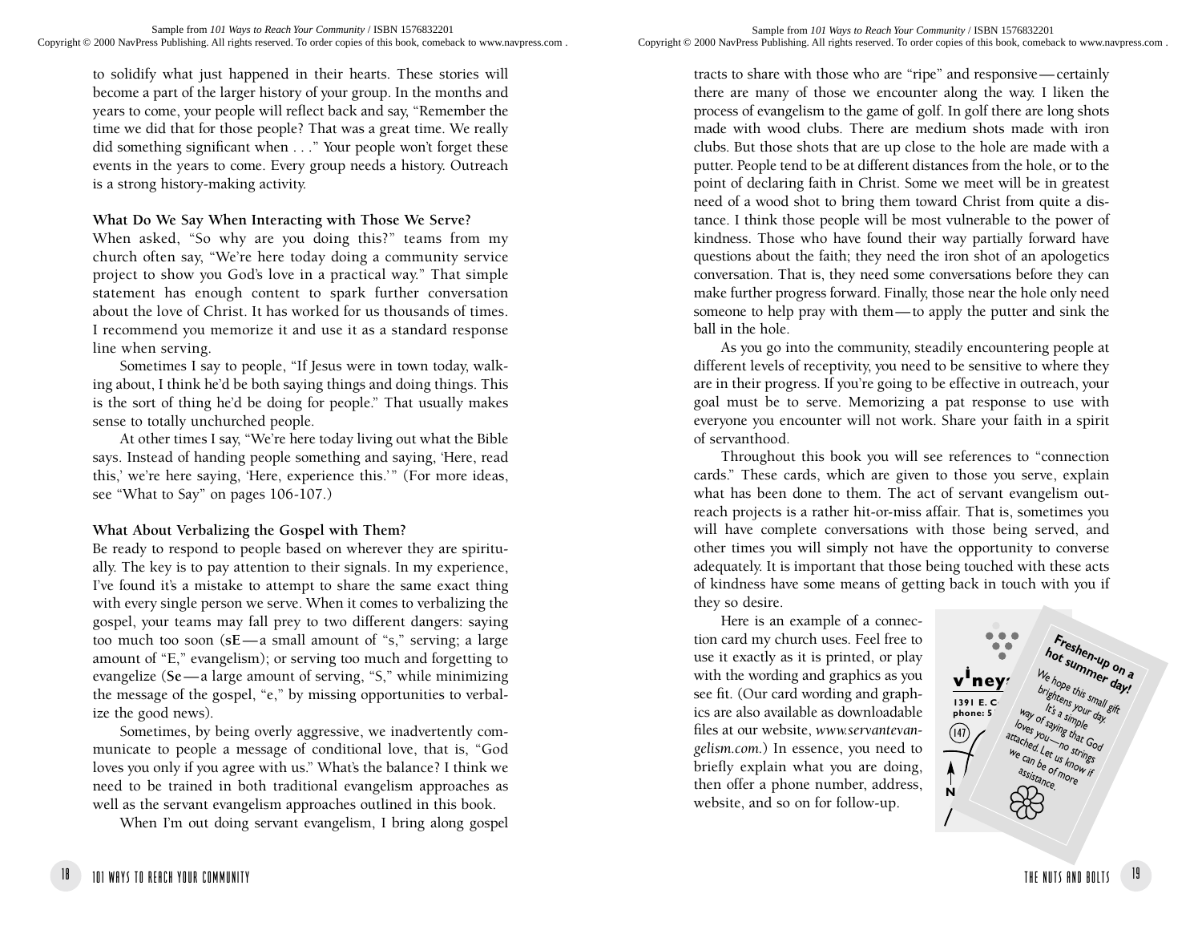to solidify what just happened in their hearts. These stories will become a part of the larger history of your group. In the months and years to come, your people will reflect back and say, "Remember the time we did that for those people? That was a great time. We really did something significant when . . ." Your people won't forget these events in the years to come. Every group needs a history. Outreach is a strong history-making activity.

**What Do We Say When Interacting with Those We Serve?**

When asked, "So why are you doing this?" teams from my church often say, "We're here today doing a community service project to show you God's love in a practical way." That simple statement has enough content to spark further conversation about the love of Christ. It has worked for us thousands of times. I recommend you memorize it and use it as a standard response line when serving.

Sometimes I say to people, "If Jesus were in town today, walking about, I think he'd be both saying things and doing things. This is the sort of thing he'd be doing for people." That usually makes sense to totally unchurched people.

At other times I say, "We're here today living out what the Bible says. Instead of handing people something and saying, 'Here, read this,' we're here saying, 'Here, experience this.'" (For more ideas, see "What to Say" on pages 106-107.)

**What About Verbalizing the Gospel with Them?**

Be ready to respond to people based on wherever they are spiritually. The key is to pay attention to their signals. In my experience, I've found it's a mistake to attempt to share the same exact thing with every single person we serve. When it comes to verbalizing the gospel, your teams may fall prey to two different dangers: saying too much too soon (**sE**—a small amount of "s," serving; a large amount of "E," evangelism); or serving too much and forgetting to evangelize (**Se**—a large amount of serving, "S," while minimizing the message of the gospel, "e," by missing opportunities to verbalize the good news).

Sometimes, by being overly aggressive, we inadvertently communicate to people a message of conditional love, that is, "God loves you only if you agree with us." What's the balance? I think we need to be trained in both traditional evangelism approaches as well as the servant evangelism approaches outlined in this book.

When I'm out doing servant evangelism, I bring along gospel tracts to share with those who are "ripe" and responsive—certainly there are many of those we encounter along the way. I liken the process of evangelism to the game of golf. In golf there are long shots made with wood clubs. There are medium shots made with iron clubs. But those shots that are up close to the hole are made with a putter. People tend to be at different distances from the hole, or to the point of declaring faith in Christ. Some we meet will be in greatest need of a wood shot to bring them toward Christ from quite a distance. I think those people will be most vulnerable to the power of kindness. Those who have found their way partially forward have questions about the faith; they need the iron shot of an apologetics conversation. That is, they need some conversations before they can make further progress forward. Finally, those near the hole only need someone to help pray with them—to apply the putter and sink the ball in the hole.

As you go into the community, steadily encountering people at different levels of receptivity, you need to be sensitive to where they are in their progress. If you're going to be effective in outreach, your goal must be to serve. Memorizing a pat response to use with everyone you encounter will not work. Share your faith in a spirit of servanthood.

Throughout this book you will see references to "connection cards." These cards, which are given to those you serve, explain what has been done to them. The act of servant evangelism outreach projects is a rather hit-or-miss affair. That is, sometimes you will have complete conversations with those being served, and other times you will simply not have the opportunity to converse adequately. It is important that those being touched with these acts of kindness have some means of getting back in touch with you if they so desire.

Here is an example of a connection card my church uses. Feel free to use it exactly as it is printed, or play with the wording and graphics as you see fit. (Our card wording and graphics are also available as downloadable files at our website, *www.servantevangelism.com*.) In essence, you need to briefly explain what you are doing, then offer a phone number, address, website, and so on for follow-up.

**Freshen-up on a hot summer day!**
We hope this small gift brightens your day. It's a simple way of saying that God loves you—no strings attached. Let us know if we can be of more assistance.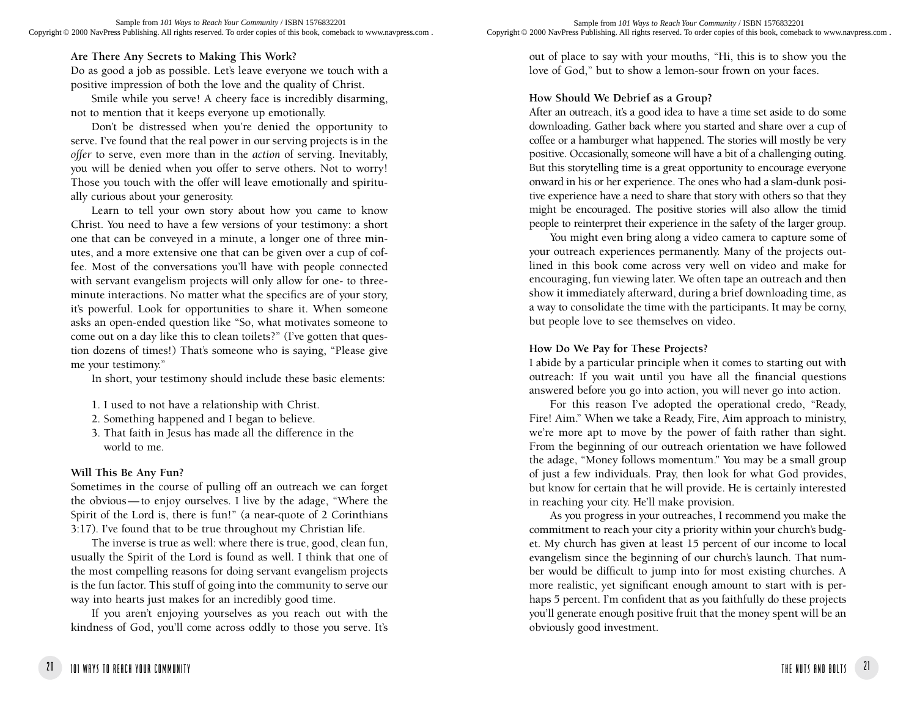### Are There Any Secrets to Making This Work?

Do as good a job as possible. Let's leave everyone we touch with a positive impression of both the love and the quality of Christ.

Smile while you serve! A cheery face is incredibly disarming, not to mention that it keeps everyone up emotionally.

Don't be distressed when you're denied the opportunity to serve. I've found that the real power in our serving projects is in the *offer* to serve, even more than in the *action* of serving. Inevitably, you will be denied when you offer to serve others. Not to worry! Those you touch with the offer will leave emotionally and spiritually curious about your generosity.

Learn to tell your own story about how you came to know Christ. You need to have a few versions of your testimony: a short one that can be conveyed in a minute, a longer one of three minutes, and a more extensive one that can be given over a cup of coffee. Most of the conversations you'll have with people connected with servant evangelism projects will only allow for one- to three-minute interactions. No matter what the specifics are of your story, it's powerful. Look for opportunities to share it. When someone asks an open-ended question like "So, what motivates someone to come out on a day like this to clean toilets?" (I've gotten that question dozens of times!) That's someone who is saying, "Please give me your testimony."

In short, your testimony should include these basic elements:

1. I used to not have a relationship with Christ.
2. Something happened and I began to believe.
3. That faith in Jesus has made all the difference in the world to me.

### Will This Be Any Fun?

Sometimes in the course of pulling off an outreach we can forget the obvious—to enjoy ourselves. I live by the adage, "Where the Spirit of the Lord is, there is fun!" (a near-quote of 2 Corinthians 3:17). I've found that to be true throughout my Christian life.

The inverse is true as well: where there is true, good, clean fun, usually the Spirit of the Lord is found as well. I think that one of the most compelling reasons for doing servant evangelism projects is the fun factor. This stuff of going into the community to serve our way into hearts just makes for an incredibly good time.

If you aren't enjoying yourselves as you reach out with the kindness of God, you'll come across oddly to those you serve. It's out of place to say with your mouths, "Hi, this is to show you the love of God," but to show a lemon-sour frown on your faces.

### How Should We Debrief as a Group?

After an outreach, it's a good idea to have a time set aside to do some downloading. Gather back where you started and share over a cup of coffee or a hamburger what happened. The stories will mostly be very positive. Occasionally, someone will have a bit of a challenging outing. But this storytelling time is a great opportunity to encourage everyone onward in his or her experience. The ones who had a slam-dunk positive experience have a need to share that story with others so that they might be encouraged. The positive stories will also allow the timid people to reinterpret their experience in the safety of the larger group.

You might even bring along a video camera to capture some of your outreach experiences permanently. Many of the projects outlined in this book come across very well on video and make for encouraging, fun viewing later. We often tape an outreach and then show it immediately afterward, during a brief downloading time, as a way to consolidate the time with the participants. It may be corny, but people love to see themselves on video.

### How Do We Pay for These Projects?

I abide by a particular principle when it comes to starting out with outreach: If you wait until you have all the financial questions answered before you go into action, you will never go into action.

For this reason I've adopted the operational credo, "Ready, Fire! Aim." When we take a Ready, Fire, Aim approach to ministry, we're more apt to move by the power of faith rather than sight. From the beginning of our outreach orientation we have followed the adage, "Money follows momentum." You may be a small group of just a few individuals. Pray, then look for what God provides, but know for certain that he will provide. He is certainly interested in reaching your city. He'll make provision.

As you progress in your outreaches, I recommend you make the commitment to reach your city a priority within your church's budget. My church has given at least 15 percent of our income to local evangelism since the beginning of our church's launch. That number would be difficult to jump into for most existing churches. A more realistic, yet significant enough amount to start with is perhaps 5 percent. I'm confident that as you faithfully do these projects you'll generate enough positive fruit that the money spent will be an obviously good investment.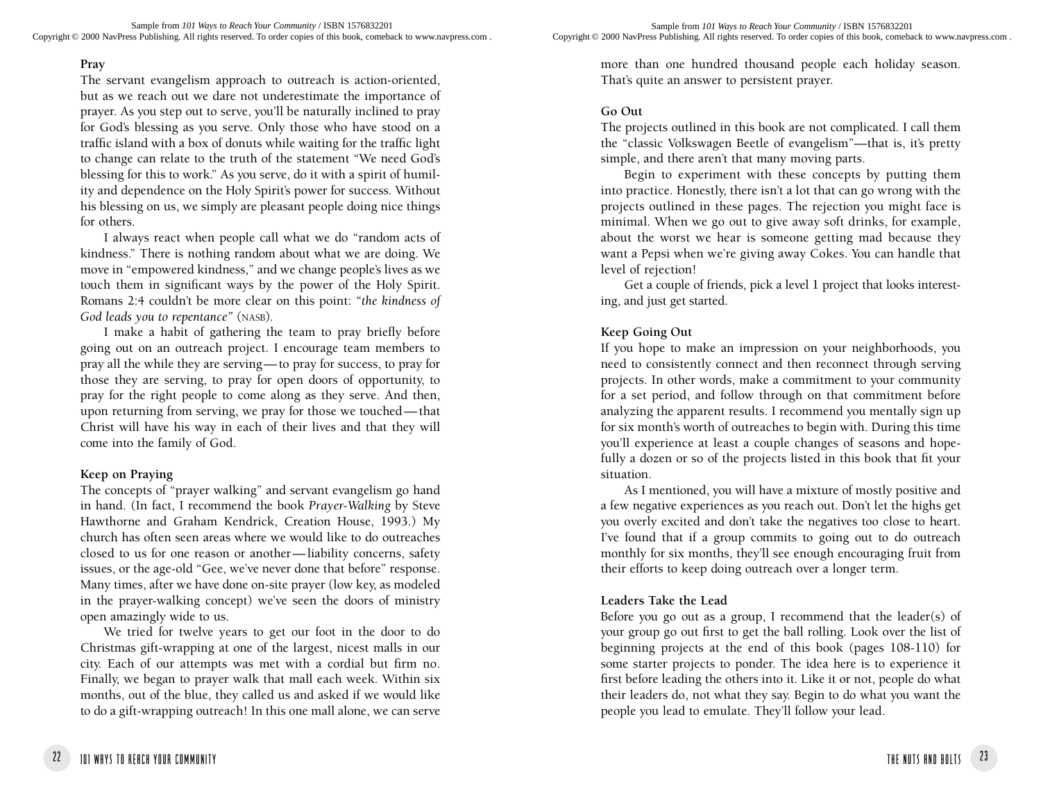**Pray**

The servant evangelism approach to outreach is action-oriented, but as we reach out we dare not underestimate the importance of prayer. As you step out to serve, you'll be naturally inclined to pray for God's blessing as you serve. Only those who have stood on a traffic island with a box of donuts while waiting for the traffic light to change can relate to the truth of the statement "We need God's blessing for this to work." As you serve, do it with a spirit of humility and dependence on the Holy Spirit's power for success. Without his blessing on us, we simply are pleasant people doing nice things for others.

I always react when people call what we do "random acts of kindness." There is nothing random about what we are doing. We move in "empowered kindness," and we change people's lives as we touch them in significant ways by the power of the Holy Spirit. Romans 2:4 couldn't be more clear on this point: *"the kindness of God leads you to repentance"* (NASB).

I make a habit of gathering the team to pray briefly before going out on an outreach project. I encourage team members to pray all the while they are serving—to pray for success, to pray for those they are serving, to pray for open doors of opportunity, to pray for the right people to come along as they serve. And then, upon returning from serving, we pray for those we touched—that Christ will have his way in each of their lives and that they will come into the family of God.

**Keep on Praying**

The concepts of "prayer walking" and servant evangelism go hand in hand. (In fact, I recommend the book *Prayer-Walking* by Steve Hawthorne and Graham Kendrick, Creation House, 1993.) My church has often seen areas where we would like to do outreaches closed to us for one reason or another—liability concerns, safety issues, or the age-old "Gee, we've never done that before" response. Many times, after we have done on-site prayer (low key, as modeled in the prayer-walking concept) we've seen the doors of ministry open amazingly wide to us.

We tried for twelve years to get our foot in the door to do Christmas gift-wrapping at one of the largest, nicest malls in our city. Each of our attempts was met with a cordial but firm no. Finally, we began to prayer walk that mall each week. Within six months, out of the blue, they called us and asked if we would like to do a gift-wrapping outreach! In this one mall alone, we can serve more than one hundred thousand people each holiday season. That's quite an answer to persistent prayer.

**Go Out**

The projects outlined in this book are not complicated. I call them the "classic Volkswagen Beetle of evangelism"—that is, it's pretty simple, and there aren't that many moving parts.

Begin to experiment with these concepts by putting them into practice. Honestly, there isn't a lot that can go wrong with the projects outlined in these pages. The rejection you might face is minimal. When we go out to give away soft drinks, for example, about the worst we hear is someone getting mad because they want a Pepsi when we're giving away Cokes. You can handle that level of rejection!

Get a couple of friends, pick a level 1 project that looks interesting, and just get started.

**Keep Going Out**

If you hope to make an impression on your neighborhoods, you need to consistently connect and then reconnect through serving projects. In other words, make a commitment to your community for a set period, and follow through on that commitment before analyzing the apparent results. I recommend you mentally sign up for six month's worth of outreaches to begin with. During this time you'll experience at least a couple changes of seasons and hopefully a dozen or so of the projects listed in this book that fit your situation.

As I mentioned, you will have a mixture of mostly positive and a few negative experiences as you reach out. Don't let the highs get you overly excited and don't take the negatives too close to heart. I've found that if a group commits to going out to do outreach monthly for six months, they'll see enough encouraging fruit from their efforts to keep doing outreach over a longer term.

**Leaders Take the Lead**

Before you go out as a group, I recommend that the leader(s) of your group go out first to get the ball rolling. Look over the list of beginning projects at the end of this book (pages 108-110) for some starter projects to ponder. The idea here is to experience it first before leading the others into it. Like it or not, people do what their leaders do, not what they say. Begin to do what you want the people you lead to emulate. They'll follow your lead.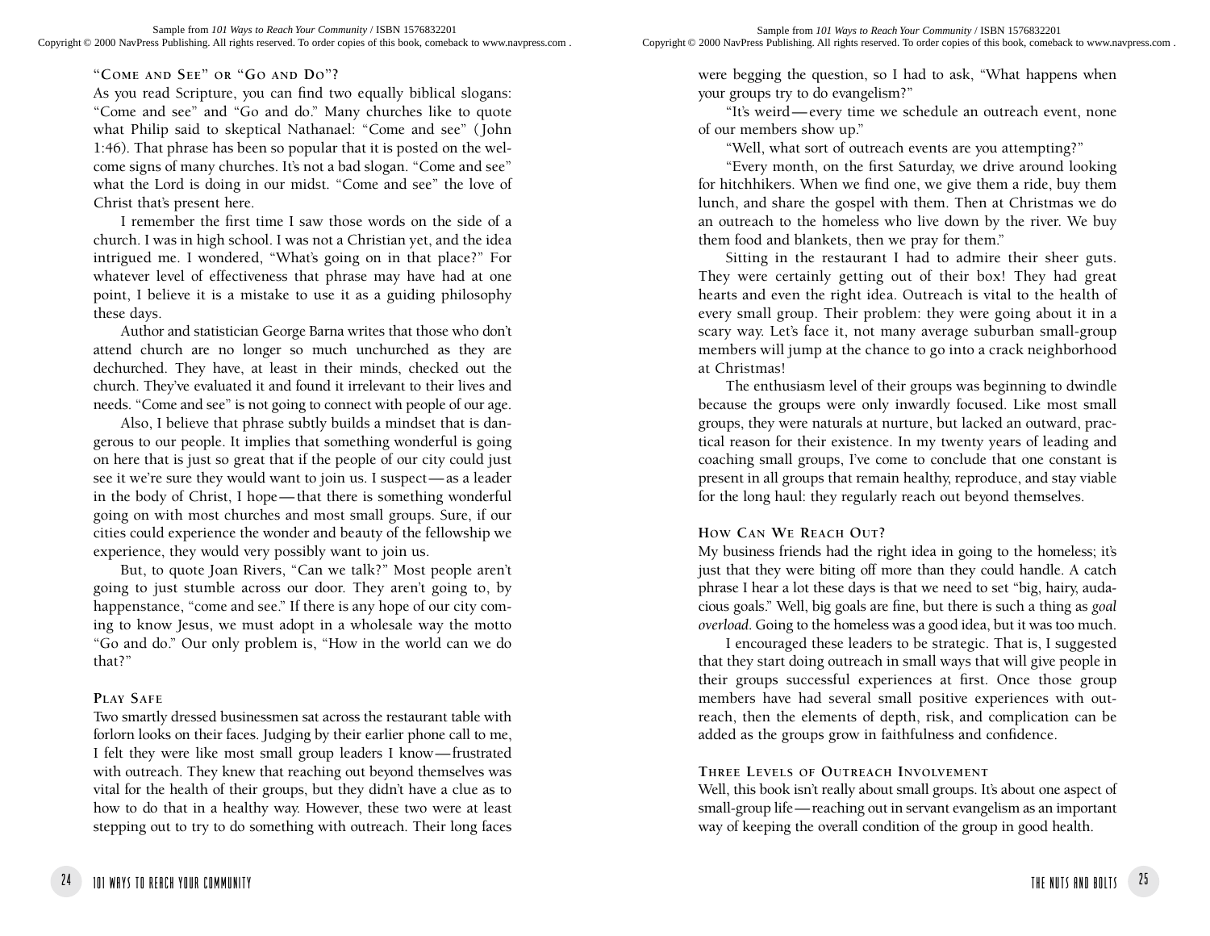### "Come and See" or "Go and Do"?

As you read Scripture, you can find two equally biblical slogans: "Come and see" and "Go and do." Many churches like to quote what Philip said to skeptical Nathanael: "Come and see" (John 1:46). That phrase has been so popular that it is posted on the welcome signs of many churches. It's not a bad slogan. "Come and see" what the Lord is doing in our midst. "Come and see" the love of Christ that's present here.

I remember the first time I saw those words on the side of a church. I was in high school. I was not a Christian yet, and the idea intrigued me. I wondered, "What's going on in that place?" For whatever level of effectiveness that phrase may have had at one point, I believe it is a mistake to use it as a guiding philosophy these days.

Author and statistician George Barna writes that those who don't attend church are no longer so much unchurched as they are dechurched. They have, at least in their minds, checked out the church. They've evaluated it and found it irrelevant to their lives and needs. "Come and see" is not going to connect with people of our age.

Also, I believe that phrase subtly builds a mindset that is dangerous to our people. It implies that something wonderful is going on here that is just so great that if the people of our city could just see it we're sure they would want to join us. I suspect—as a leader in the body of Christ, I hope—that there is something wonderful going on with most churches and most small groups. Sure, if our cities could experience the wonder and beauty of the fellowship we experience, they would very possibly want to join us.

But, to quote Joan Rivers, "Can we talk?" Most people aren't going to just stumble across our door. They aren't going to, by happenstance, "come and see." If there is any hope of our city coming to know Jesus, we must adopt in a wholesale way the motto "Go and do." Our only problem is, "How in the world can we do that?"

### Play Safe

Two smartly dressed businessmen sat across the restaurant table with forlorn looks on their faces. Judging by their earlier phone call to me, I felt they were like most small group leaders I know—frustrated with outreach. They knew that reaching out beyond themselves was vital for the health of their groups, but they didn't have a clue as to how to do that in a healthy way. However, these two were at least stepping out to try to do something with outreach. Their long faces were begging the question, so I had to ask, "What happens when your groups try to do evangelism?"

"It's weird—every time we schedule an outreach event, none of our members show up."

"Well, what sort of outreach events are you attempting?"

"Every month, on the first Saturday, we drive around looking for hitchhikers. When we find one, we give them a ride, buy them lunch, and share the gospel with them. Then at Christmas we do an outreach to the homeless who live down by the river. We buy them food and blankets, then we pray for them."

Sitting in the restaurant I had to admire their sheer guts. They were certainly getting out of their box! They had great hearts and even the right idea. Outreach is vital to the health of every small group. Their problem: they were going about it in a scary way. Let's face it, not many average suburban small-group members will jump at the chance to go into a crack neighborhood at Christmas!

The enthusiasm level of their groups was beginning to dwindle because the groups were only inwardly focused. Like most small groups, they were naturals at nurture, but lacked an outward, practical reason for their existence. In my twenty years of leading and coaching small groups, I've come to conclude that one constant is present in all groups that remain healthy, reproduce, and stay viable for the long haul: they regularly reach out beyond themselves.

### How Can We Reach Out?

My business friends had the right idea in going to the homeless; it's just that they were biting off more than they could handle. A catch phrase I hear a lot these days is that we need to set "big, hairy, audacious goals." Well, big goals are fine, but there is such a thing as *goal overload*. Going to the homeless was a good idea, but it was too much.

I encouraged these leaders to be strategic. That is, I suggested that they start doing outreach in small ways that will give people in their groups successful experiences at first. Once those group members have had several small positive experiences with outreach, then the elements of depth, risk, and complication can be added as the groups grow in faithfulness and confidence.

### Three Levels of Outreach Involvement

Well, this book isn't really about small groups. It's about one aspect of small-group life—reaching out in servant evangelism as an important way of keeping the overall condition of the group in good health.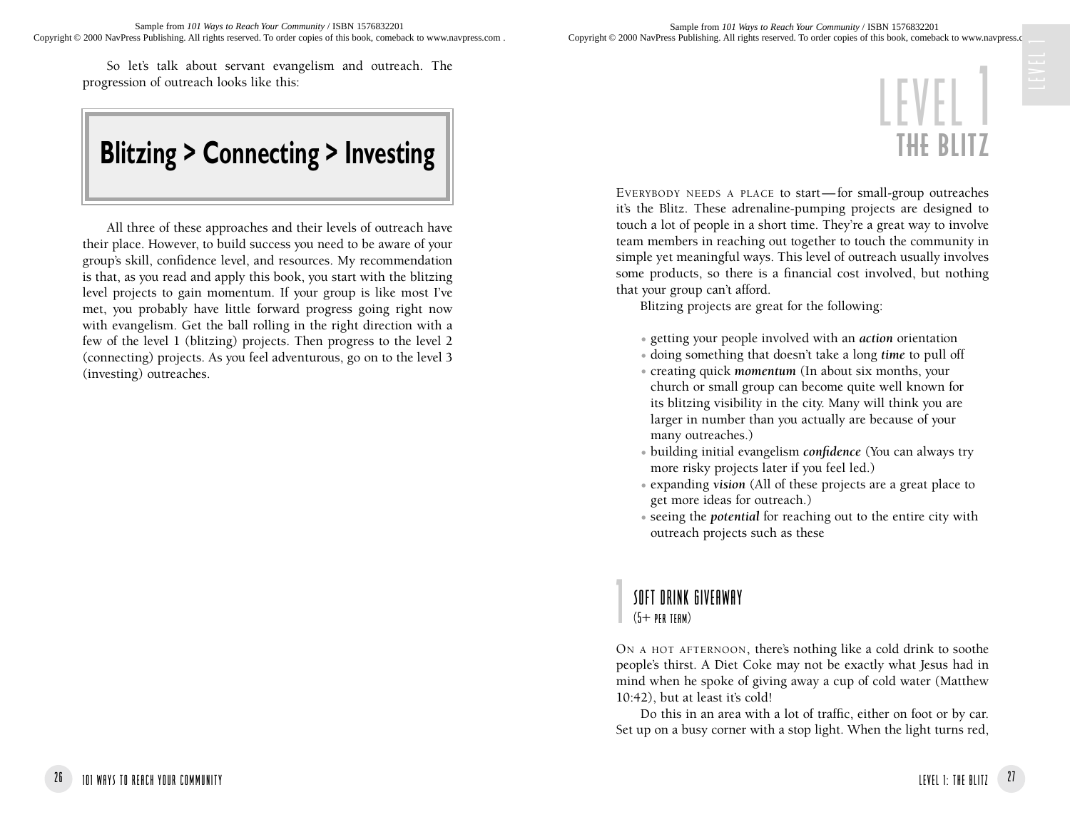So let's talk about servant evangelism and outreach. The progression of outreach looks like this:

**Blitzing > Connecting > Investing**

All three of these approaches and their levels of outreach have their place. However, to build success you need to be aware of your group's skill, confidence level, and resources. My recommendation is that, as you read and apply this book, you start with the blitzing level projects to gain momentum. If your group is like most I've met, you probably have little forward progress going right now with evangelism. Get the ball rolling in the right direction with a few of the level 1 (blitzing) projects. Then progress to the level 2 (connecting) projects. As you feel adventurous, go on to the level 3 (investing) outreaches.

# LEVEL 1
## THE BLITZ

Everybody needs a place to start—for small-group outreaches it's the Blitz. These adrenaline-pumping projects are designed to touch a lot of people in a short time. They're a great way to involve team members in reaching out together to touch the community in simple yet meaningful ways. This level of outreach usually involves some products, so there is a financial cost involved, but nothing that your group can't afford.

Blitzing projects are great for the following:

- getting your people involved with an ***action*** orientation
- doing something that doesn't take a long ***time*** to pull off
- creating quick ***momentum*** (In about six months, your church or small group can become quite well known for its blitzing visibility in the city. Many will think you are larger in number than you actually are because of your many outreaches.)
- building initial evangelism ***confidence*** (You can always try more risky projects later if you feel led.)
- expanding ***vision*** (All of these projects are a great place to get more ideas for outreach.)
- seeing the ***potential*** for reaching out to the entire city with outreach projects such as these

### 1 SOFT DRINK GIVEAWAY
(5+ per team)

On a hot afternoon, there's nothing like a cold drink to soothe people's thirst. A Diet Coke may not be exactly what Jesus had in mind when he spoke of giving away a cup of cold water (Matthew 10:42), but at least it's cold!

Do this in an area with a lot of traffic, either on foot or by car. Set up on a busy corner with a stop light. When the light turns red,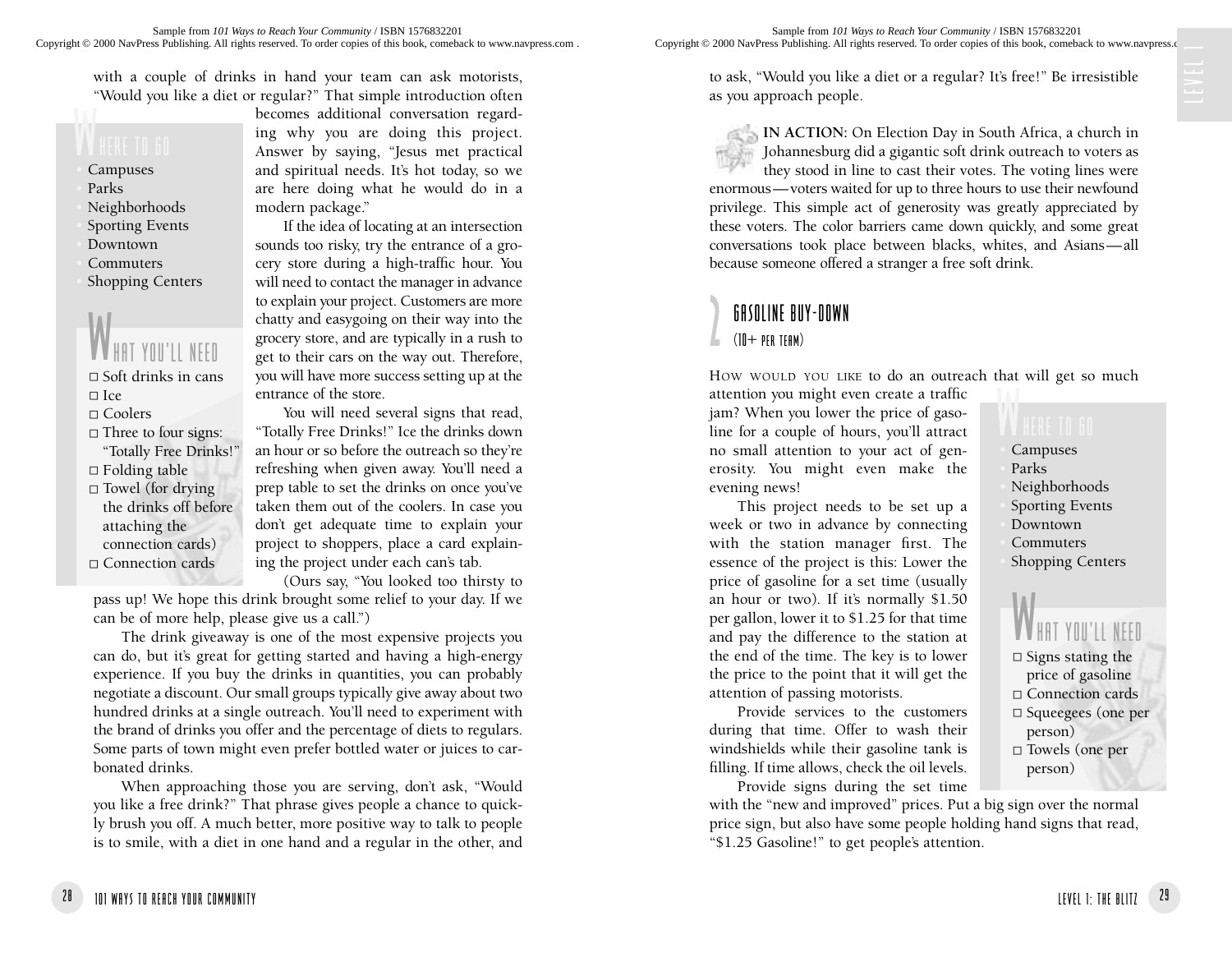with a couple of drinks in hand your team can ask motorists, "Would you like a diet or regular?" That simple introduction often becomes additional conversation regarding why you are doing this project. Answer by saying, "Jesus met practical and spiritual needs. It's hot today, so we are here doing what he would do in a modern package."

### Where to Go

- Campuses
- Parks
- Neighborhoods
- Sporting Events
- Downtown
- Commuters
- Shopping Centers

### What You'll Need

- ☐ Soft drinks in cans
- ☐ Ice
- ☐ Coolers
- ☐ Three to four signs: "Totally Free Drinks!"
- ☐ Folding table
- ☐ Towel (for drying the drinks off before attaching the connection cards)
- ☐ Connection cards

If the idea of locating at an intersection sounds too risky, try the entrance of a grocery store during a high-traffic hour. You will need to contact the manager in advance to explain your project. Customers are more chatty and easygoing on their way into the grocery store, and are typically in a rush to get to their cars on the way out. Therefore, you will have more success setting up at the entrance of the store.

You will need several signs that read, "Totally Free Drinks!" Ice the drinks down an hour or so before the outreach so they're refreshing when given away. You'll need a prep table to set the drinks on once you've taken them out of the coolers. In case you don't get adequate time to explain your project to shoppers, place a card explaining the project under each can's tab.

(Ours say, "You looked too thirsty to pass up! We hope this drink brought some relief to your day. If we can be of more help, please give us a call.")

The drink giveaway is one of the most expensive projects you can do, but it's great for getting started and having a high-energy experience. If you buy the drinks in quantities, you can probably negotiate a discount. Our small groups typically give away about two hundred drinks at a single outreach. You'll need to experiment with the brand of drinks you offer and the percentage of diets to regulars. Some parts of town might even prefer bottled water or juices to carbonated drinks.

When approaching those you are serving, don't ask, "Would you like a free drink?" That phrase gives people a chance to quickly brush you off. A much better, more positive way to talk to people is to smile, with a diet in one hand and a regular in the other, and to ask, "Would you like a diet or a regular? It's free!" Be irresistible as you approach people.

**IN ACTION:** On Election Day in South Africa, a church in Johannesburg did a gigantic soft drink outreach to voters as they stood in line to cast their votes. The voting lines were enormous—voters waited for up to three hours to use their newfound privilege. This simple act of generosity was greatly appreciated by these voters. The color barriers came down quickly, and some great conversations took place between blacks, whites, and Asians—all because someone offered a stranger a free soft drink.

## 2 Gasoline Buy-Down

(10+ per team)

How would you like to do an outreach that will get so much attention you might even create a traffic jam? When you lower the price of gasoline for a couple of hours, you'll attract no small attention to your act of generosity. You might even make the evening news!

### Where to Go

- Campuses
- Parks
- Neighborhoods
- Sporting Events
- Downtown
- Commuters
- Shopping Centers

### What You'll Need

- ☐ Signs stating the price of gasoline
- ☐ Connection cards
- ☐ Squeegees (one per person)
- ☐ Towels (one per person)

This project needs to be set up a week or two in advance by connecting with the station manager first. The essence of the project is this: Lower the price of gasoline for a set time (usually an hour or two). If it's normally $1.50 per gallon, lower it to $1.25 for that time and pay the difference to the station at the end of the time. The key is to lower the price to the point that it will get the attention of passing motorists.

Provide services to the customers during that time. Offer to wash their windshields while their gasoline tank is filling. If time allows, check the oil levels.

Provide signs during the set time with the "new and improved" prices. Put a big sign over the normal price sign, but also have some people holding hand signs that read, "$1.25 Gasoline!" to get people's attention.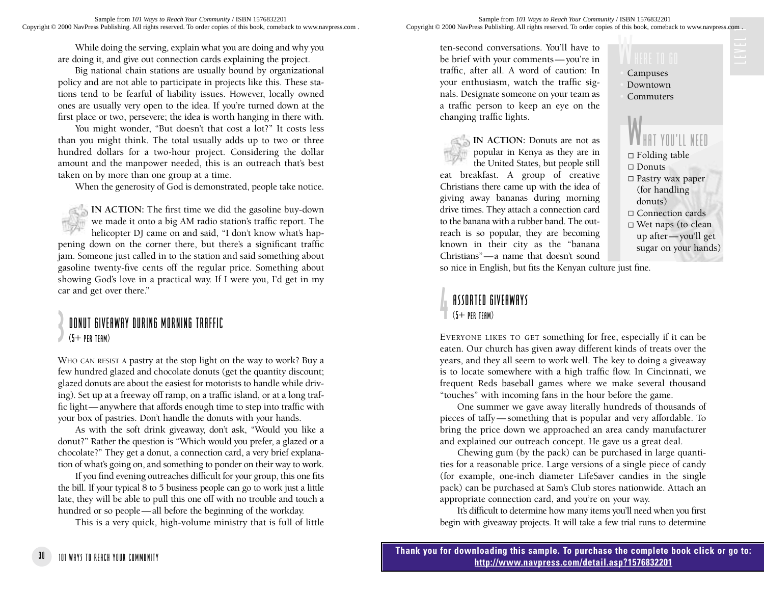While doing the serving, explain what you are doing and why you are doing it, and give out connection cards explaining the project.

Big national chain stations are usually bound by organizational policy and are not able to participate in projects like this. These stations tend to be fearful of liability issues. However, locally owned ones are usually very open to the idea. If you're turned down at the first place or two, persevere; the idea is worth hanging in there with.

You might wonder, "But doesn't that cost a lot?" It costs less than you might think. The total usually adds up to two or three hundred dollars for a two-hour project. Considering the dollar amount and the manpower needed, this is an outreach that's best taken on by more than one group at a time.

When the generosity of God is demonstrated, people take notice.

**IN ACTION:** The first time we did the gasoline buy-down we made it onto a big AM radio station's traffic report. The helicopter DJ came on and said, "I don't know what's happening down on the corner there, but there's a significant traffic jam. Someone just called in to the station and said something about gasoline twenty-five cents off the regular price. Something about showing God's love in a practical way. If I were you, I'd get in my car and get over there."

## 3 DONUT GIVEAWAY DURING MORNING TRAFFIC
(5+ PER TEAM)

WHO CAN RESIST A pastry at the stop light on the way to work? Buy a few hundred glazed and chocolate donuts (get the quantity discount; glazed donuts are about the easiest for motorists to handle while driving). Set up at a freeway off ramp, on a traffic island, or at a long traffic light—anywhere that affords enough time to step into traffic with your box of pastries. Don't handle the donuts with your hands.

As with the soft drink giveaway, don't ask, "Would you like a donut?" Rather the question is "Which would you prefer, a glazed or a chocolate?" They get a donut, a connection card, a very brief explanation of what's going on, and something to ponder on their way to work.

If you find evening outreaches difficult for your group, this one fits the bill. If your typical 8 to 5 business people can go to work just a little late, they will be able to pull this one off with no trouble and touch a hundred or so people—all before the beginning of the workday.

This is a very quick, high-volume ministry that is full of little ten-second conversations. You'll have to be brief with your comments—you're in traffic, after all. A word of caution: In your enthusiasm, watch the traffic signals. Designate someone on your team as a traffic person to keep an eye on the changing traffic lights.

**WHERE TO GO**
- Campuses
- Downtown
- Commuters

**WHAT YOU'LL NEED**
- □ Folding table
- □ Donuts
- □ Pastry wax paper (for handling donuts)
- □ Connection cards
- □ Wet naps (to clean up after—you'll get sugar on your hands)

**IN ACTION:** Donuts are not as popular in Kenya as they are in the United States, but people still eat breakfast. A group of creative Christians there came up with the idea of giving away bananas during morning drive times. They attach a connection card to the banana with a rubber band. The outreach is so popular, they are becoming known in their city as the "banana Christians"—a name that doesn't sound so nice in English, but fits the Kenyan culture just fine.

## 4 ASSORTED GIVEAWAYS
(5+ PER TEAM)

EVERYONE LIKES TO GET something for free, especially if it can be eaten. Our church has given away different kinds of treats over the years, and they all seem to work well. The key to doing a giveaway is to locate somewhere with a high traffic flow. In Cincinnati, we frequent Reds baseball games where we make several thousand "touches" with incoming fans in the hour before the game.

One summer we gave away literally hundreds of thousands of pieces of taffy—something that is popular and very affordable. To bring the price down we approached an area candy manufacturer and explained our outreach concept. He gave us a great deal.

Chewing gum (by the pack) can be purchased in large quantities for a reasonable price. Large versions of a single piece of candy (for example, one-inch diameter LifeSaver candies in the single pack) can be purchased at Sam's Club stores nationwide. Attach an appropriate connection card, and you're on your way.

It's difficult to determine how many items you'll need when you first begin with giveaway projects. It will take a few trial runs to determine

**Thank you for downloading this sample. To purchase the complete book click or go to: http://www.navpress.com/detail.asp?1576832201**